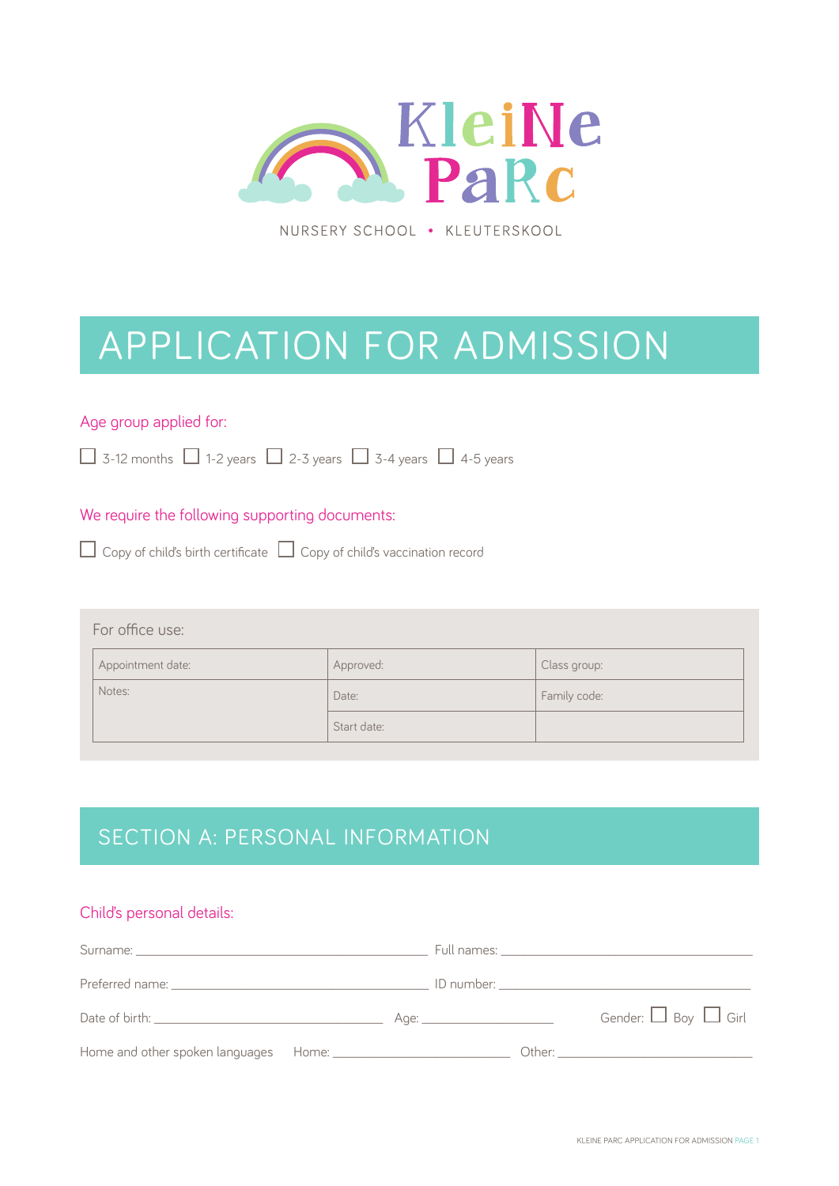# KleiNe PaRc

NURSERY SCHOOL • KLEUTERSKOOL

# APPLICATION FOR ADMISSION

### Age group applied for:

☐ 3-12 months ☐ 1-2 years ☐ 2-3 years ☐ 3-4 years ☐ 4-5 years

### We require the following supporting documents:

☐ Copy of child's birth certificate ☐ Copy of child's vaccination record

For office use:

| Appointment date: | Approved: | Class group: |
|---|---|---|
| Notes: | Date: | Family code: |
| | Start date: | |

## SECTION A: PERSONAL INFORMATION

### Child's personal details:

Surname: ______________________ Full names: ______________________

Preferred name: ______________________ ID number: ______________________

Date of birth: ______________________ Age: ____________ Gender: ☐ Boy ☐ Girl

Home and other spoken languages Home: ______________________ Other: ______________________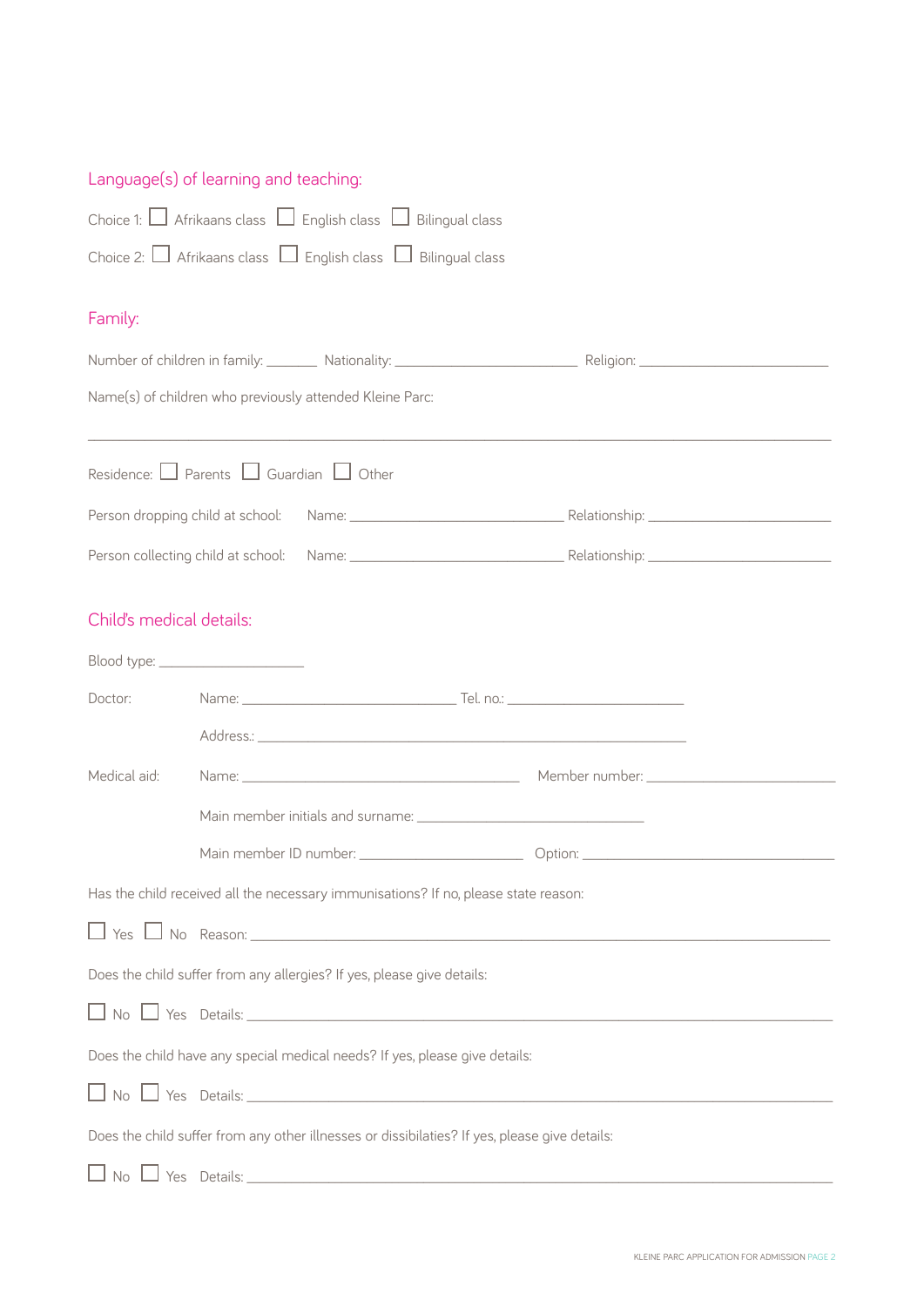## Language(s) of learning and teaching:

Choice 1: ☐ Afrikaans class ☐ English class ☐ Bilingual class

Choice 2: ☐ Afrikaans class ☐ English class ☐ Bilingual class

## Family:

Number of children in family: _______ Nationality: _________________________ Religion: __________________________

Name(s) of children who previously attended Kleine Parc:

_____________________________________________________________________________________________________

Residence: ☐ Parents ☐ Guardian ☐ Other

Person dropping child at school: Name: _____________________________ Relationship: _________________________

Person collecting child at school: Name: _____________________________ Relationship: _________________________

## Child's medical details:

Blood type: ____________________

Doctor: Name: _____________________________ Tel. no.: ________________________

Address.: ___________________________________________________________

Medical aid: Name: ______________________________________ Member number: __________________________

Main member initials and surname: _______________________________

Main member ID number: ______________________ Option: _______________________________

Has the child received all the necessary immunisations? If no, please state reason:

☐ Yes ☐ No Reason: ___________________________________________________________________________

Does the child suffer from any allergies? If yes, please give details:

☐ No ☐ Yes Details: ___________________________________________________________________________

Does the child have any special medical needs? If yes, please give details:

☐ No ☐ Yes Details: ___________________________________________________________________________

Does the child suffer from any other illnesses or dissibilaties? If yes, please give details:

☐ No ☐ Yes Details: ___________________________________________________________________________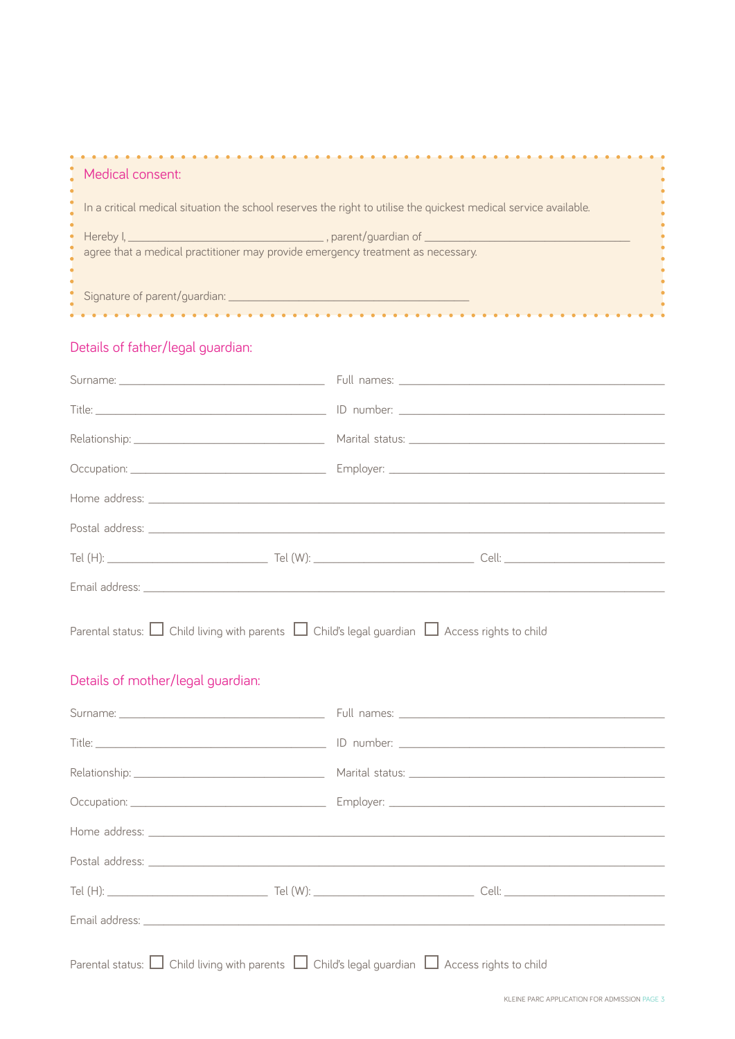## Medical consent:

In a critical medical situation the school reserves the right to utilise the quickest medical service available.

Hereby I, ________________________________ , parent/guardian of ________________________________
agree that a medical practitioner may provide emergency treatment as necessary.

Signature of parent/guardian: ________________________________

## Details of father/legal guardian:

Surname: ________________________ Full names: ________________________

Title: ________________________ ID number: ________________________

Relationship: ________________________ Marital status: ________________________

Occupation: ________________________ Employer: ________________________

Home address: ________________________________________________

Postal address: ________________________________________________

Tel (H): ________________ Tel (W): ________________ Cell: ________________

Email address: ________________________________________________

Parental status: ☐ Child living with parents ☐ Child's legal guardian ☐ Access rights to child

## Details of mother/legal guardian:

Surname: ________________________ Full names: ________________________

Title: ________________________ ID number: ________________________

Relationship: ________________________ Marital status: ________________________

Occupation: ________________________ Employer: ________________________

Home address: ________________________________________________

Postal address: ________________________________________________

Tel (H): ________________ Tel (W): ________________ Cell: ________________

Email address: ________________________________________________

Parental status: ☐ Child living with parents ☐ Child's legal guardian ☐ Access rights to child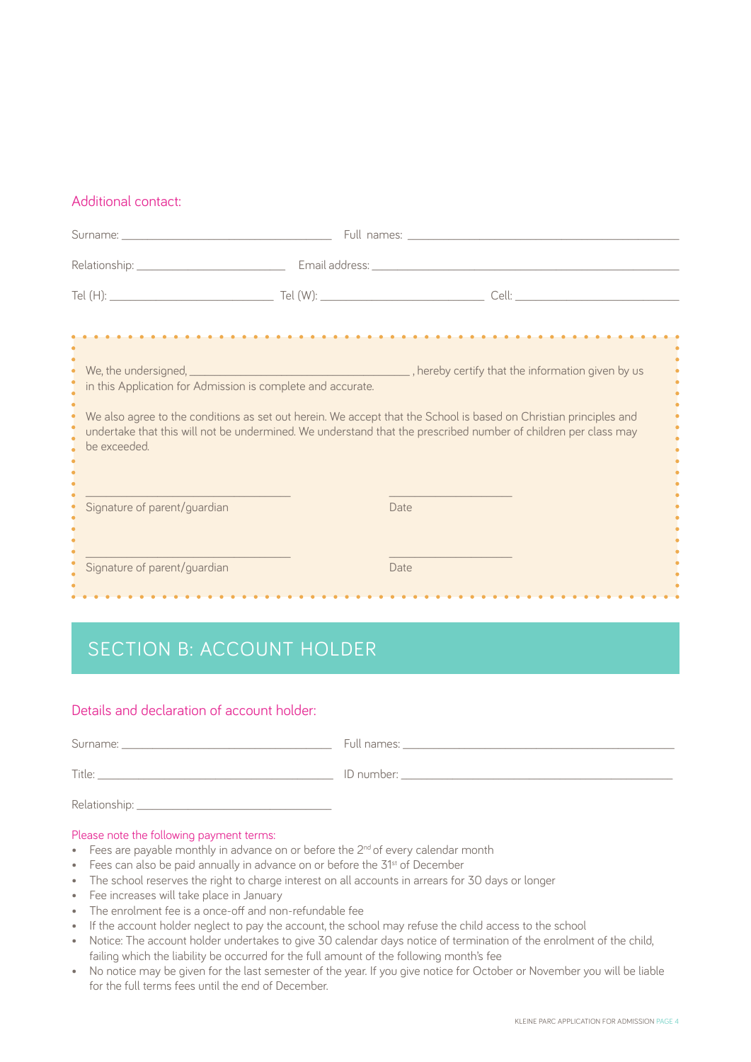### Additional contact:

Surname: ______________________________ Full names: ______________________________________

Relationship: ______________________ Email address: ___________________________________________

Tel (H): ________________________ Tel (W): ________________________ Cell: ________________________

We, the undersigned, ___________________________________ , hereby certify that the information given by us in this Application for Admission is complete and accurate.

We also agree to the conditions as set out herein. We accept that the School is based on Christian principles and undertake that this will not be undermined. We understand that the prescribed number of children per class may be exceeded.

______________________________ ____________________

Signature of parent/guardian Date

______________________________ ____________________

Signature of parent/guardian Date

## SECTION B: ACCOUNT HOLDER

### Details and declaration of account holder:

Surname: ______________________________ Full names: ______________________________________

Title: __________________________________ ID number: ______________________________________

Relationship: ______________________________

Please note the following payment terms:

- Fees are payable monthly in advance on or before the 2nd of every calendar month
- Fees can also be paid annually in advance on or before the 31st of December
- The school reserves the right to charge interest on all accounts in arrears for 30 days or longer
- Fee increases will take place in January
- The enrolment fee is a once-off and non-refundable fee
- If the account holder neglect to pay the account, the school may refuse the child access to the school
- Notice: The account holder undertakes to give 30 calendar days notice of termination of the enrolment of the child, failing which the liability be occurred for the full amount of the following month's fee
- No notice may be given for the last semester of the year. If you give notice for October or November you will be liable for the full terms fees until the end of December.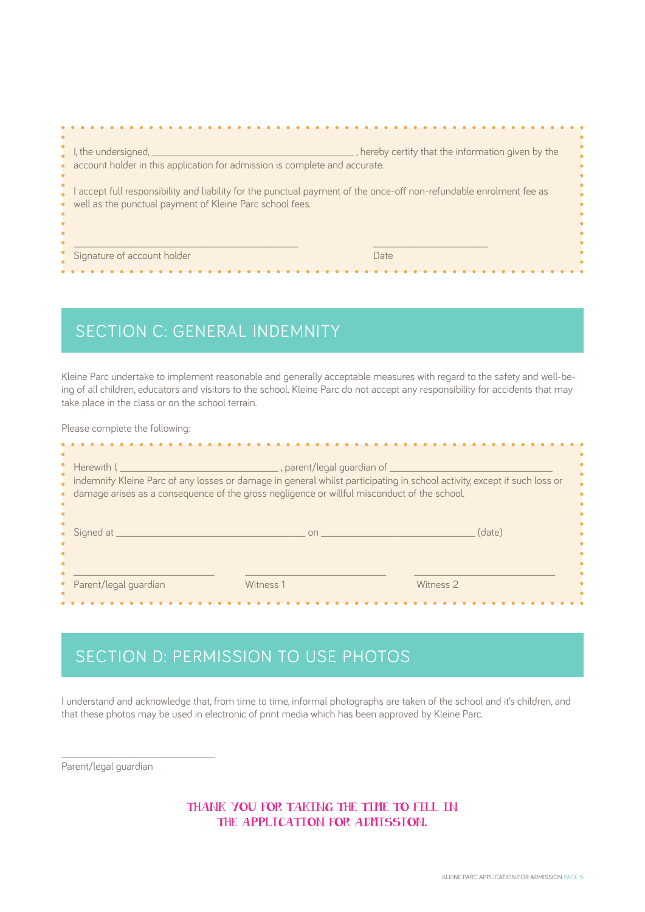I, the undersigned, ________________________________________, hereby certify that the information given by the account holder in this application for admission is complete and accurate.

I accept full responsibility and liability for the punctual payment of the once-off non-refundable enrolment fee as well as the punctual payment of Kleine Parc school fees.

_____________________________________________ Signature of account holder

______________________ Date

## SECTION C: GENERAL INDEMNITY

Kleine Parc undertake to implement reasonable and generally acceptable measures with regard to the safety and well-being of all children, educators and visitors to the school. Kleine Parc do not accept any responsibility for accidents that may take place in the class or on the school terrain.

Please complete the following:

Herewith I, ______________________________, parent/legal guardian of _______________________________ indemnify Kleine Parc of any losses or damage in general whilst participating in school activity, except if such loss or damage arises as a consequence of the gross negligence or willful misconduct of the school.

Signed at ____________________________________ on ______________________________ (date)

___________________________ Parent/legal guardian

___________________________ Witness 1

___________________________ Witness 2

## SECTION D: PERMISSION TO USE PHOTOS

I understand and acknowledge that, from time to time, informal photographs are taken of the school and it's children, and that these photos may be used in electronic of print media which has been approved by Kleine Parc.

_____________________________ Parent/legal guardian

**THANK YOU FOR TAKING THE TIME TO FILL IN THE APPLICATION FOR ADMISSION.**